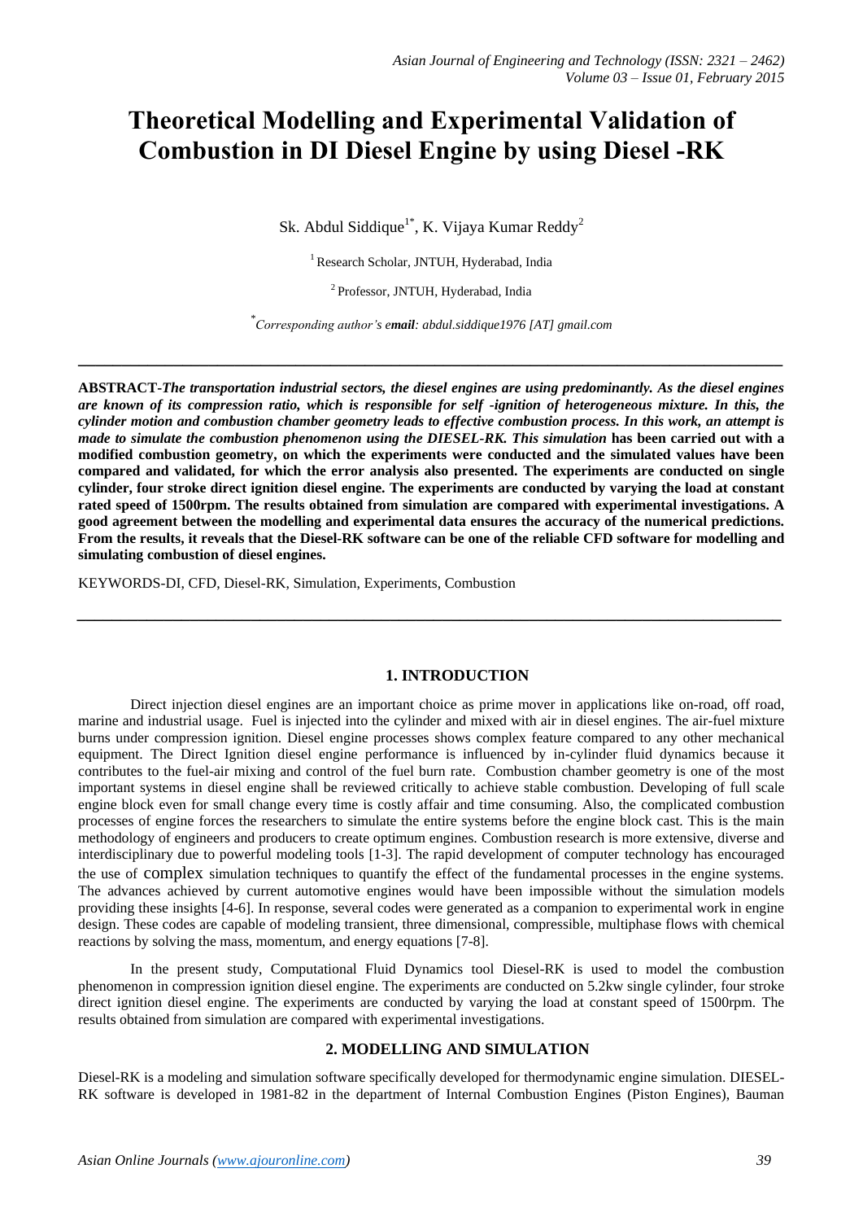# Theoretical Modelling and Experimental Validation of Combustion in DI Diesel Engine by using Diesel -RK

Sk. Abdul Siddique[1*], K. Vijaya Kumar Reddy[2]

[1] Research Scholar, JNTUH, Hyderabad, India

[2] Professor, JNTUH, Hyderabad, India

[*] *Corresponding author's* ***email****: abdul.siddique1976 [AT] gmail.com*

---

**ABSTRACT-*The transportation industrial sectors, the diesel engines are using predominantly. As the diesel engines are known of its compression ratio, which is responsible for self -ignition of heterogeneous mixture. In this, the cylinder motion and combustion chamber geometry leads to effective combustion process. In this work, an attempt is made to simulate the combustion phenomenon using the DIESEL-RK. This simulation* has been carried out with a modified combustion geometry, on which the experiments were conducted and the simulated values have been compared and validated, for which the error analysis also presented. The experiments are conducted on single cylinder, four stroke direct ignition diesel engine. The experiments are conducted by varying the load at constant rated speed of 1500rpm. The results obtained from simulation are compared with experimental investigations. A good agreement between the modelling and experimental data ensures the accuracy of the numerical predictions. From the results, it reveals that the Diesel-RK software can be one of the reliable CFD software for modelling and simulating combustion of diesel engines.**

KEYWORDS-DI, CFD, Diesel-RK, Simulation, Experiments, Combustion

---

## 1. INTRODUCTION

Direct injection diesel engines are an important choice as prime mover in applications like on-road, off road, marine and industrial usage. Fuel is injected into the cylinder and mixed with air in diesel engines. The air-fuel mixture burns under compression ignition. Diesel engine processes shows complex feature compared to any other mechanical equipment. The Direct Ignition diesel engine performance is influenced by in-cylinder fluid dynamics because it contributes to the fuel-air mixing and control of the fuel burn rate. Combustion chamber geometry is one of the most important systems in diesel engine shall be reviewed critically to achieve stable combustion. Developing of full scale engine block even for small change every time is costly affair and time consuming. Also, the complicated combustion processes of engine forces the researchers to simulate the entire systems before the engine block cast. This is the main methodology of engineers and producers to create optimum engines. Combustion research is more extensive, diverse and interdisciplinary due to powerful modeling tools [1-3]. The rapid development of computer technology has encouraged the use of complex simulation techniques to quantify the effect of the fundamental processes in the engine systems. The advances achieved by current automotive engines would have been impossible without the simulation models providing these insights [4-6]. In response, several codes were generated as a companion to experimental work in engine design. These codes are capable of modeling transient, three dimensional, compressible, multiphase flows with chemical reactions by solving the mass, momentum, and energy equations [7-8].

In the present study, Computational Fluid Dynamics tool Diesel-RK is used to model the combustion phenomenon in compression ignition diesel engine. The experiments are conducted on 5.2kw single cylinder, four stroke direct ignition diesel engine. The experiments are conducted by varying the load at constant speed of 1500rpm. The results obtained from simulation are compared with experimental investigations.

## 2. MODELLING AND SIMULATION

Diesel-RK is a modeling and simulation software specifically developed for thermodynamic engine simulation. DIESEL-RK software is developed in 1981-82 in the department of Internal Combustion Engines (Piston Engines), Bauman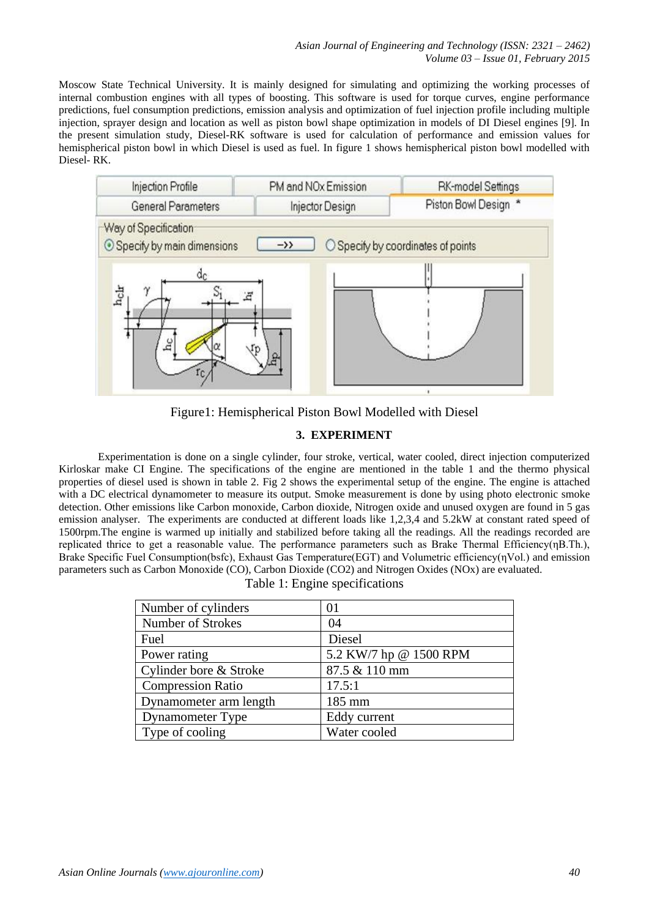Moscow State Technical University. It is mainly designed for simulating and optimizing the working processes of internal combustion engines with all types of boosting. This software is used for torque curves, engine performance predictions, fuel consumption predictions, emission analysis and optimization of fuel injection profile including multiple injection, sprayer design and location as well as piston bowl shape optimization in models of DI Diesel engines [9]. In the present simulation study, Diesel-RK software is used for calculation of performance and emission values for hemispherical piston bowl in which Diesel is used as fuel. In figure 1 shows hemispherical piston bowl modelled with Diesel- RK.

Figure1: Hemispherical Piston Bowl Modelled with Diesel

## 3. EXPERIMENT

Experimentation is done on a single cylinder, four stroke, vertical, water cooled, direct injection computerized Kirloskar make CI Engine. The specifications of the engine are mentioned in the table 1 and the thermo physical properties of diesel used is shown in table 2. Fig 2 shows the experimental setup of the engine. The engine is attached with a DC electrical dynamometer to measure its output. Smoke measurement is done by using photo electronic smoke detection. Other emissions like Carbon monoxide, Carbon dioxide, Nitrogen oxide and unused oxygen are found in 5 gas emission analyser. The experiments are conducted at different loads like 1,2,3,4 and 5.2kW at constant rated speed of 1500rpm.The engine is warmed up initially and stabilized before taking all the readings. All the readings recorded are replicated thrice to get a reasonable value. The performance parameters such as Brake Thermal Efficiency($\eta$B.Th.), Brake Specific Fuel Consumption(bsfc), Exhaust Gas Temperature(EGT) and Volumetric efficiency($\eta$Vol.) and emission parameters such as Carbon Monoxide (CO), Carbon Dioxide (CO2) and Nitrogen Oxides (NOx) are evaluated.

Table 1: Engine specifications

| Number of cylinders | 01 |
|---|---|
| Number of Strokes | 04 |
| Fuel | Diesel |
| Power rating | 5.2 KW/7 hp @ 1500 RPM |
| Cylinder bore & Stroke | 87.5 & 110 mm |
| Compression Ratio | 17.5:1 |
| Dynamometer arm length | 185 mm |
| Dynamometer Type | Eddy current |
| Type of cooling | Water cooled |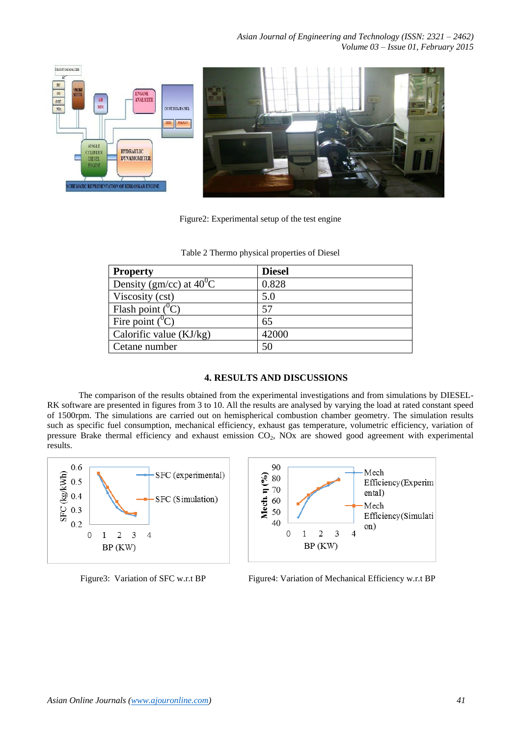Figure2: Experimental setup of the test engine

Table 2 Thermo physical properties of Diesel

| Property | Diesel |
|---|---|
| Density (gm/cc) at $40^0$C | 0.828 |
| Viscosity (cst) | 5.0 |
| Flash point ($^0$C) | 57 |
| Fire point ($^0$C) | 65 |
| Calorific value (KJ/kg) | 42000 |
| Cetane number | 50 |

### 4. RESULTS AND DISCUSSIONS

The comparison of the results obtained from the experimental investigations and from simulations by DIESEL-RK software are presented in figures from 3 to 10. All the results are analysed by varying the load at rated constant speed of 1500rpm. The simulations are carried out on hemispherical combustion chamber geometry. The simulation results such as specific fuel consumption, mechanical efficiency, exhaust gas temperature, volumetric efficiency, variation of pressure Brake thermal efficiency and exhaust emission $CO_2$, NOx are showed good agreement with experimental results.

Figure3: Variation of SFC w.r.t BP

Figure4: Variation of Mechanical Efficiency w.r.t BP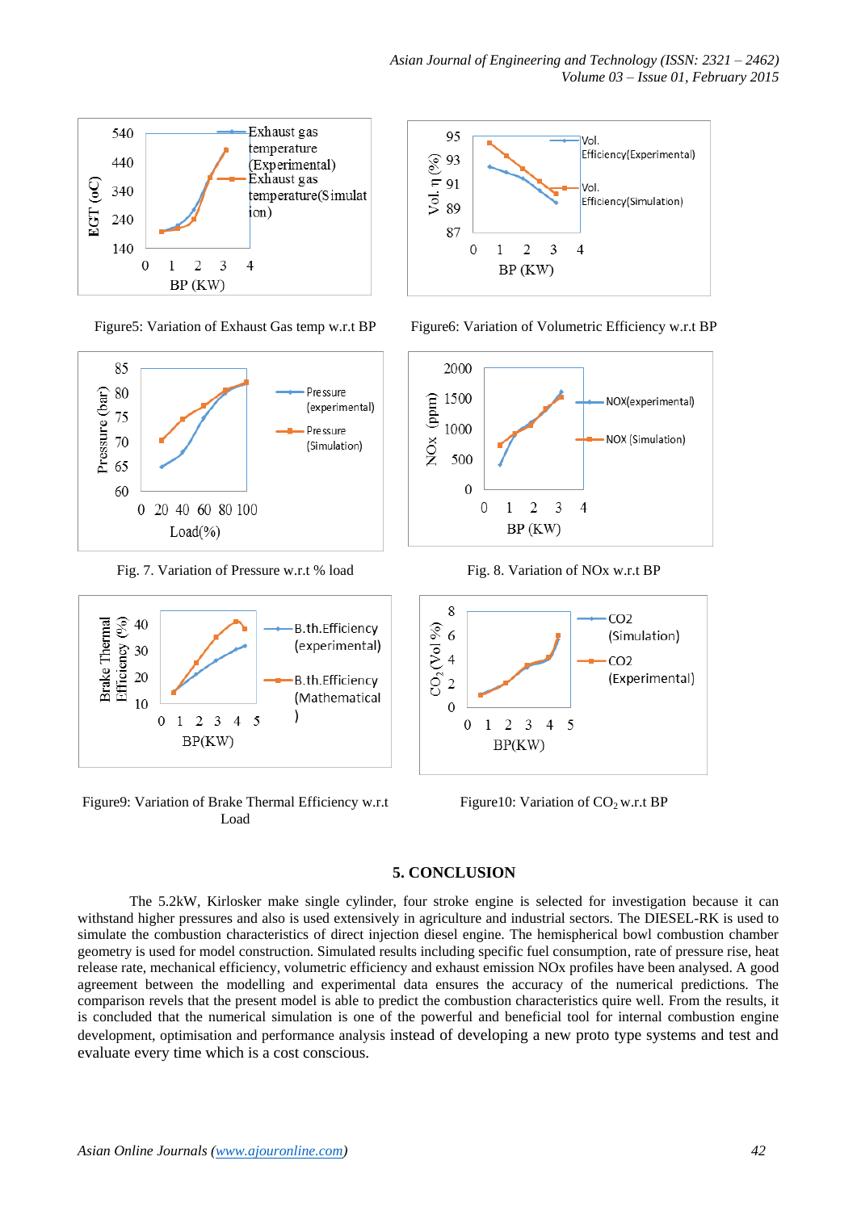Figure5: Variation of Exhaust Gas temp w.r.t BP

Figure6: Variation of Volumetric Efficiency w.r.t BP

Fig. 7. Variation of Pressure w.r.t % load

Fig. 8. Variation of NOx w.r.t BP

Figure9: Variation of Brake Thermal Efficiency w.r.t Load

Figure10: Variation of $CO_2$ w.r.t BP

## 5. CONCLUSION

The 5.2kW, Kirlosker make single cylinder, four stroke engine is selected for investigation because it can withstand higher pressures and also is used extensively in agriculture and industrial sectors. The DIESEL-RK is used to simulate the combustion characteristics of direct injection diesel engine. The hemispherical bowl combustion chamber geometry is used for model construction. Simulated results including specific fuel consumption, rate of pressure rise, heat release rate, mechanical efficiency, volumetric efficiency and exhaust emission NOx profiles have been analysed. A good agreement between the modelling and experimental data ensures the accuracy of the numerical predictions. The comparison revels that the present model is able to predict the combustion characteristics quire well. From the results, it is concluded that the numerical simulation is one of the powerful and beneficial tool for internal combustion engine development, optimisation and performance analysis instead of developing a new proto type systems and test and evaluate every time which is a cost conscious.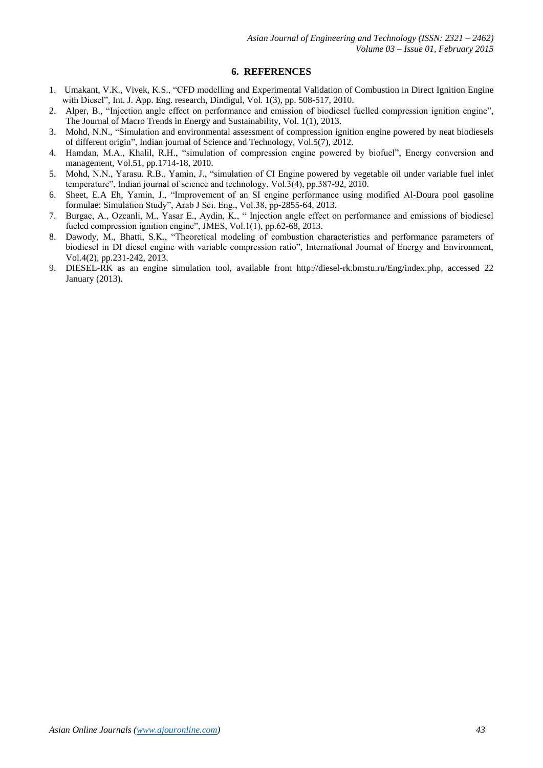## 6. REFERENCES

1. Umakant, V.K., Vivek, K.S., "CFD modelling and Experimental Validation of Combustion in Direct Ignition Engine with Diesel", Int. J. App. Eng. research, Dindigul, Vol. 1(3), pp. 508-517, 2010.
2. Alper, B., "Injection angle effect on performance and emission of biodiesel fuelled compression ignition engine", The Journal of Macro Trends in Energy and Sustainability, Vol. 1(1), 2013.
3. Mohd, N.N., "Simulation and environmental assessment of compression ignition engine powered by neat biodiesels of different origin", Indian journal of Science and Technology, Vol.5(7), 2012.
4. Hamdan, M.A., Khalil, R.H., "simulation of compression engine powered by biofuel", Energy conversion and management, Vol.51, pp.1714-18, 2010.
5. Mohd, N.N., Yarasu. R.B., Yamin, J., "simulation of CI Engine powered by vegetable oil under variable fuel inlet temperature", Indian journal of science and technology, Vol.3(4), pp.387-92, 2010.
6. Sheet, E.A Eh, Yamin, J., "Improvement of an SI engine performance using modified Al-Doura pool gasoline formulae: Simulation Study", Arab J Sci. Eng., Vol.38, pp-2855-64, 2013.
7. Burgac, A., Ozcanli, M., Yasar E., Aydin, K., " Injection angle effect on performance and emissions of biodiesel fueled compression ignition engine", JMES, Vol.1(1), pp.62-68, 2013.
8. Dawody, M., Bhatti, S.K., "Theoretical modeling of combustion characteristics and performance parameters of biodiesel in DI diesel engine with variable compression ratio", International Journal of Energy and Environment, Vol.4(2), pp.231-242, 2013.
9. DIESEL-RK as an engine simulation tool, available from http://diesel-rk.bmstu.ru/Eng/index.php, accessed 22 January (2013).